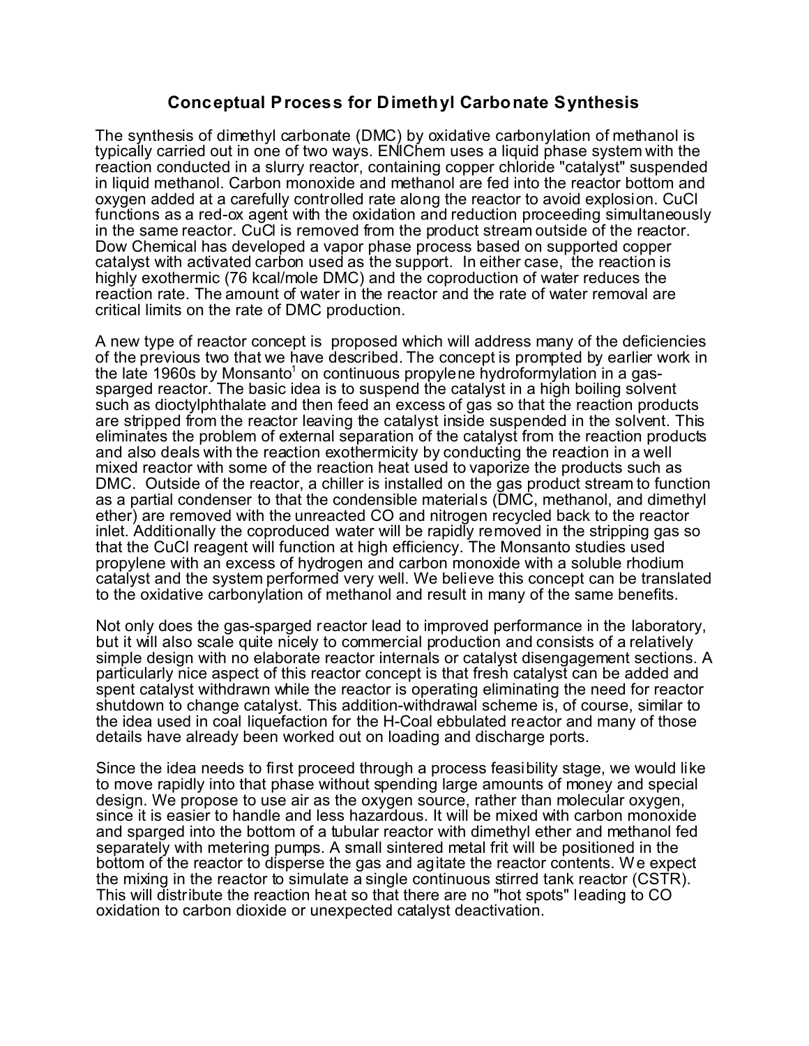# Conceptual Process for Dimethyl Carbonate Synthesis

The synthesis of dimethyl carbonate (DMC) by oxidative carbonylation of methanol is typically carried out in one of two ways. ENIChem uses a liquid phase system with the reaction conducted in a slurry reactor, containing copper chloride "catalyst" suspended in liquid methanol. Carbon monoxide and methanol are fed into the reactor bottom and oxygen added at a carefully controlled rate along the reactor to avoid explosion. CuCl functions as a red-ox agent with the oxidation and reduction proceeding simultaneously in the same reactor. CuCl is removed from the product stream outside of the reactor. Dow Chemical has developed a vapor phase process based on supported copper catalyst with activated carbon used as the support. In either case, the reaction is highly exothermic (76 kcal/mole DMC) and the coproduction of water reduces the reaction rate. The amount of water in the reactor and the rate of water removal are critical limits on the rate of DMC production.

A new type of reactor concept is proposed which will address many of the deficiencies of the previous two that we have described. The concept is prompted by earlier work in the late 1960s by Monsanto[1] on continuous propylene hydroformylation in a gas-sparged reactor. The basic idea is to suspend the catalyst in a high boiling solvent such as dioctylphthalate and then feed an excess of gas so that the reaction products are stripped from the reactor leaving the catalyst inside suspended in the solvent. This eliminates the problem of external separation of the catalyst from the reaction products and also deals with the reaction exothermicity by conducting the reaction in a well mixed reactor with some of the reaction heat used to vaporize the products such as DMC. Outside of the reactor, a chiller is installed on the gas product stream to function as a partial condenser to that the condensible materials (DMC, methanol, and dimethyl ether) are removed with the unreacted CO and nitrogen recycled back to the reactor inlet. Additionally the coproduced water will be rapidly removed in the stripping gas so that the CuCl reagent will function at high efficiency. The Monsanto studies used propylene with an excess of hydrogen and carbon monoxide with a soluble rhodium catalyst and the system performed very well. We believe this concept can be translated to the oxidative carbonylation of methanol and result in many of the same benefits.

Not only does the gas-sparged reactor lead to improved performance in the laboratory, but it will also scale quite nicely to commercial production and consists of a relatively simple design with no elaborate reactor internals or catalyst disengagement sections. A particularly nice aspect of this reactor concept is that fresh catalyst can be added and spent catalyst withdrawn while the reactor is operating eliminating the need for reactor shutdown to change catalyst. This addition-withdrawal scheme is, of course, similar to the idea used in coal liquefaction for the H-Coal ebbulated reactor and many of those details have already been worked out on loading and discharge ports.

Since the idea needs to first proceed through a process feasibility stage, we would like to move rapidly into that phase without spending large amounts of money and special design. We propose to use air as the oxygen source, rather than molecular oxygen, since it is easier to handle and less hazardous. It will be mixed with carbon monoxide and sparged into the bottom of a tubular reactor with dimethyl ether and methanol fed separately with metering pumps. A small sintered metal frit will be positioned in the bottom of the reactor to disperse the gas and agitate the reactor contents. We expect the mixing in the reactor to simulate a single continuous stirred tank reactor (CSTR). This will distribute the reaction heat so that there are no "hot spots" leading to CO oxidation to carbon dioxide or unexpected catalyst deactivation.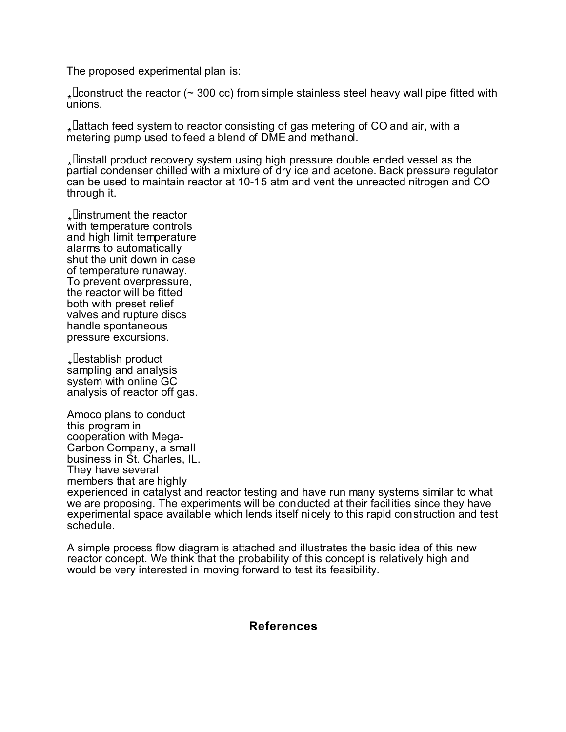The proposed experimental plan is:

- construct the reactor (~ 300 cc) from simple stainless steel heavy wall pipe fitted with unions.

- attach feed system to reactor consisting of gas metering of CO and air, with a metering pump used to feed a blend of DME and methanol.

- install product recovery system using high pressure double ended vessel as the partial condenser chilled with a mixture of dry ice and acetone. Back pressure regulator can be used to maintain reactor at 10-15 atm and vent the unreacted nitrogen and CO through it.

- instrument the reactor with temperature controls and high limit temperature alarms to automatically shut the unit down in case of temperature runaway. To prevent overpressure, the reactor will be fitted both with preset relief valves and rupture discs handle spontaneous pressure excursions.

- establish product sampling and analysis system with online GC analysis of reactor off gas.

Amoco plans to conduct this program in cooperation with Mega-Carbon Company, a small business in St. Charles, IL. They have several members that are highly experienced in catalyst and reactor testing and have run many systems similar to what we are proposing. The experiments will be conducted at their facilities since they have experimental space available which lends itself nicely to this rapid construction and test schedule.

A simple process flow diagram is attached and illustrates the basic idea of this new reactor concept. We think that the probability of this concept is relatively high and would be very interested in moving forward to test its feasibility.

## References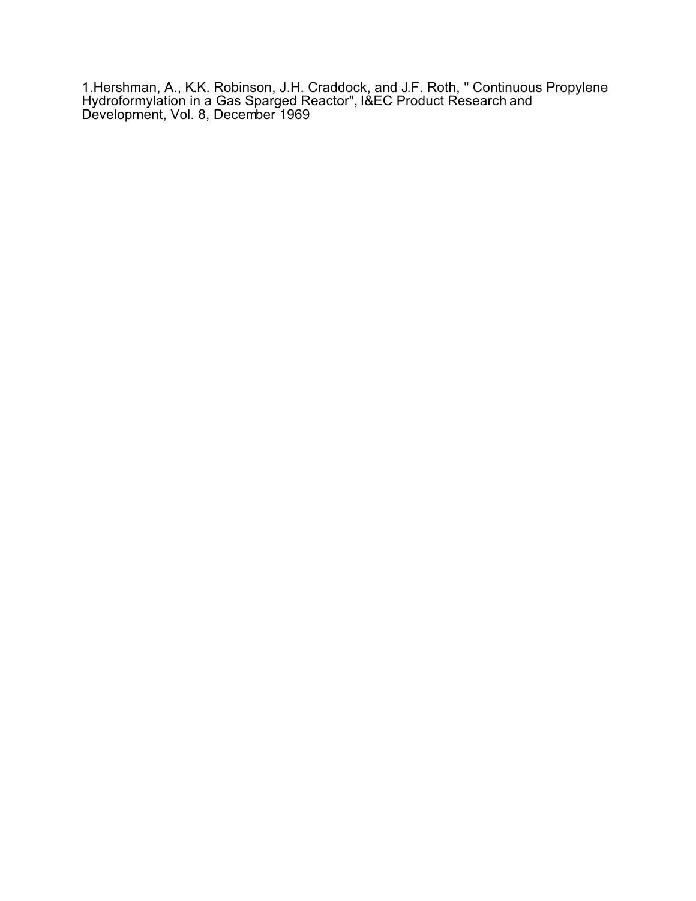1.Hershman, A., K.K. Robinson, J.H. Craddock, and J.F. Roth, " Continuous Propylene Hydroformylation in a Gas Sparged Reactor", I&EC Product Research and Development, Vol. 8, December 1969